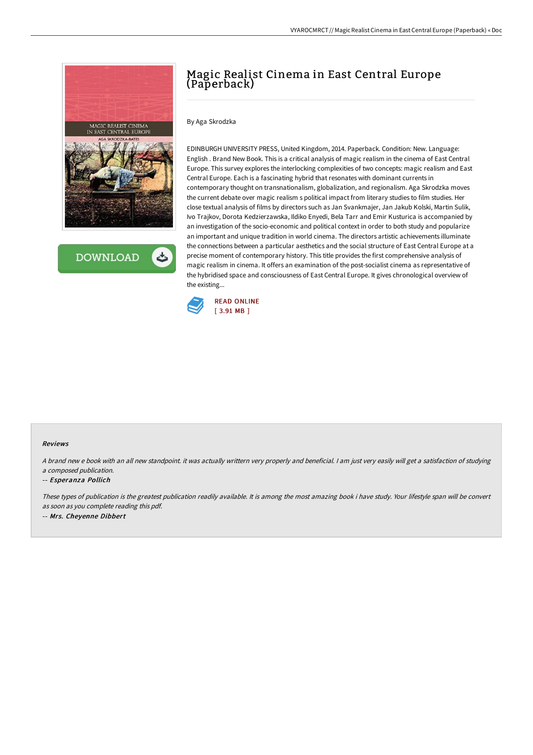# Magic Realist Cinema in East Central Europe (Paperback)

By Aga Skrodzka

EDINBURGH UNIVERSITY PRESS, United Kingdom, 2014. Paperback. Condition: New. Language: English . Brand New Book. This is a critical analysis of magic realism in the cinema of East Central Europe. This survey explores the interlocking complexities of two concepts: magic realism and East Central Europe. Each is a fascinating hybrid that resonates with dominant currents in contemporary thought on transnationalism, globalization, and regionalism. Aga Skrodzka moves the current debate over magic realism s political impact from literary studies to film studies. Her close textual analysis of films by directors such as Jan Svankmajer, Jan Jakub Kolski, Martin Sulik, Ivo Trajkov, Dorota Kedzierzawska, Ildiko Enyedi, Bela Tarr and Emir Kusturica is accompanied by an investigation of the socio-economic and political context in order to both study and popularize an important and unique tradition in world cinema. The directors artistic achievements illuminate the connections between a particular aesthetics and the social structure of East Central Europe at a precise moment of contemporary history. This title provides the first comprehensive analysis of magic realism in cinema. It offers an examination of the post-socialist cinema as representative of the hybridised space and consciousness of East Central Europe. It gives chronological overview of the existing...

READ ONLINE
[ 3.91 MB ]

#### Reviews

*A brand new e book with an all new standpoint. it was actually writtern very properly and beneficial. I am just very easily will get a satisfaction of studying a composed publication.*

-- ***Esperanza Pollich***

*These types of publication is the greatest publication readily available. It is among the most amazing book i have study. Your lifestyle span will be convert as soon as you complete reading this pdf.*

-- ***Mrs. Cheyenne Dibbert***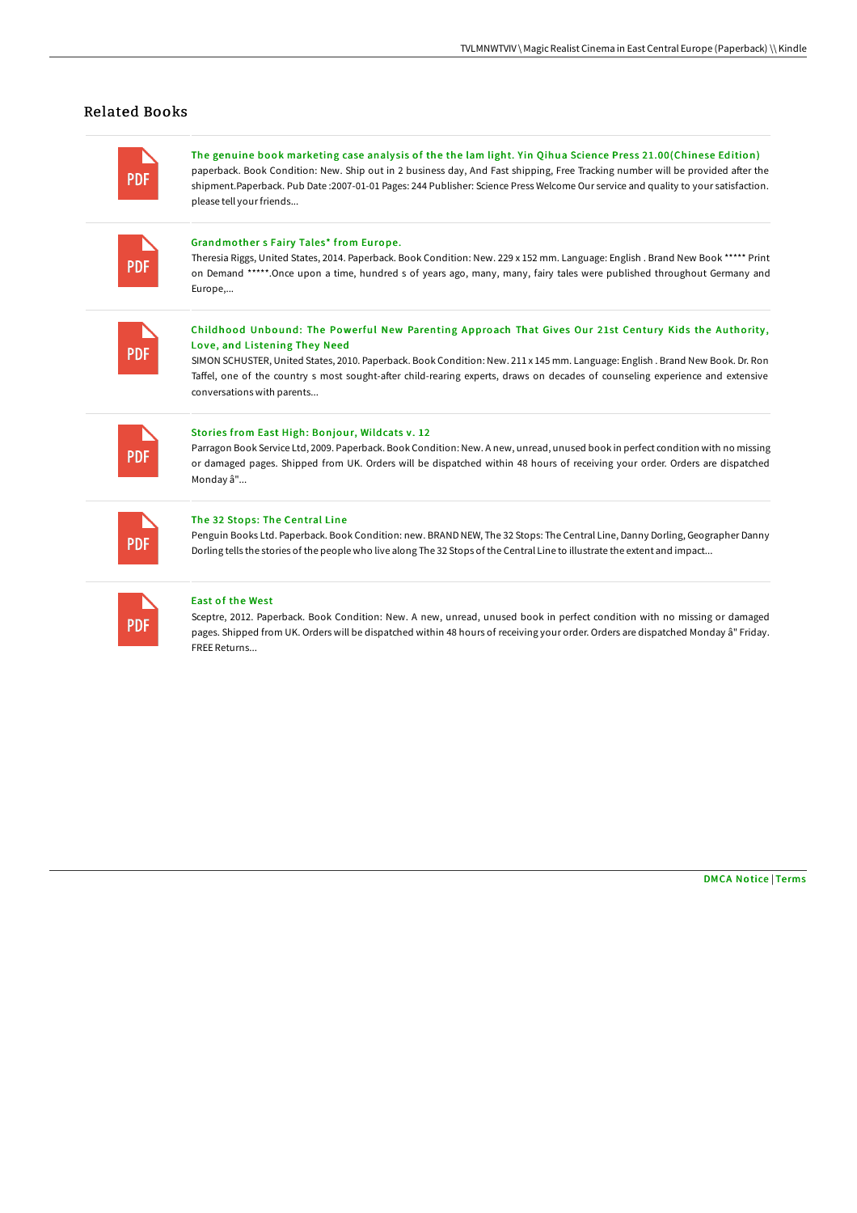## Related Books

**The genuine book marketing case analysis of the the lam light. Yin Qihua Science Press 21.00(Chinese Edition)**

paperback. Book Condition: New. Ship out in 2 business day, And Fast shipping, Free Tracking number will be provided after the shipment.Paperback. Pub Date :2007-01-01 Pages: 244 Publisher: Science Press Welcome Our service and quality to your satisfaction. please tell your friends...

**Grandmother s Fairy Tales* from Europe.**

Theresia Riggs, United States, 2014. Paperback. Book Condition: New. 229 x 152 mm. Language: English . Brand New Book ***** Print on Demand *****.Once upon a time, hundred s of years ago, many, many, fairy tales were published throughout Germany and Europe,...

**Childhood Unbound: The Powerful New Parenting Approach That Gives Our 21st Century Kids the Authority, Love, and Listening They Need**

SIMON SCHUSTER, United States, 2010. Paperback. Book Condition: New. 211 x 145 mm. Language: English . Brand New Book. Dr. Ron Taffel, one of the country s most sought-after child-rearing experts, draws on decades of counseling experience and extensive conversations with parents...

**Stories from East High: Bonjour, Wildcats v. 12**

Parragon Book Service Ltd, 2009. Paperback. Book Condition: New. A new, unread, unused book in perfect condition with no missing or damaged pages. Shipped from UK. Orders will be dispatched within 48 hours of receiving your order. Orders are dispatched Monday â"...

**The 32 Stops: The Central Line**

Penguin Books Ltd. Paperback. Book Condition: new. BRAND NEW, The 32 Stops: The Central Line, Danny Dorling, Geographer Danny Dorling tells the stories of the people who live along The 32 Stops of the Central Line to illustrate the extent and impact...

**East of the West**

Sceptre, 2012. Paperback. Book Condition: New. A new, unread, unused book in perfect condition with no missing or damaged pages. Shipped from UK. Orders will be dispatched within 48 hours of receiving your order. Orders are dispatched Monday â" Friday. FREE Returns...